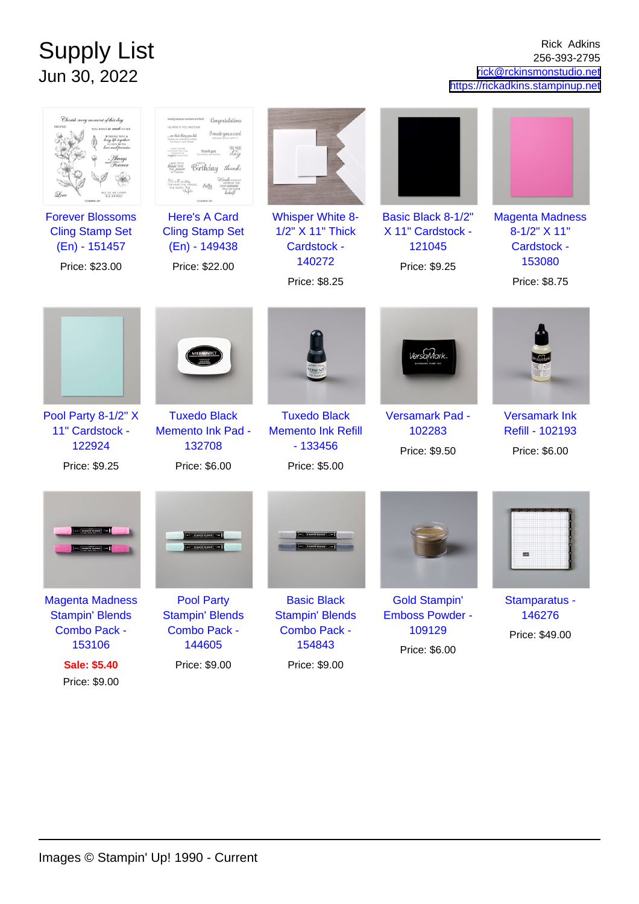# Supply List

## Jun 30, 2022

Rick Adkins
256-393-2795
rick@rckinsmonstudio.net
https://rickadkins.stampinup.net

Forever Blossoms Cling Stamp Set (En) - 151457
Price: $23.00

Here's A Card Cling Stamp Set (En) - 149438
Price: $22.00

Whisper White 8-1/2" X 11" Thick Cardstock - 140272
Price: $8.25

Basic Black 8-1/2" X 11" Cardstock - 121045
Price: $9.25

Magenta Madness 8-1/2" X 11" Cardstock - 153080
Price: $8.75

Pool Party 8-1/2" X 11" Cardstock - 122924
Price: $9.25

Tuxedo Black Memento Ink Pad - 132708
Price: $6.00

Tuxedo Black Memento Ink Refill - 133456
Price: $5.00

Versamark Pad - 102283
Price: $9.50

Versamark Ink Refill - 102193
Price: $6.00

Magenta Madness Stampin' Blends Combo Pack - 153106
**Sale: $5.40**
Price: $9.00

Pool Party Stampin' Blends Combo Pack - 144605
Price: $9.00

Basic Black Stampin' Blends Combo Pack - 154843
Price: $9.00

Gold Stampin' Emboss Powder - 109129
Price: $6.00

Stamparatus - 146276
Price: $49.00

Images © Stampin' Up! 1990 - Current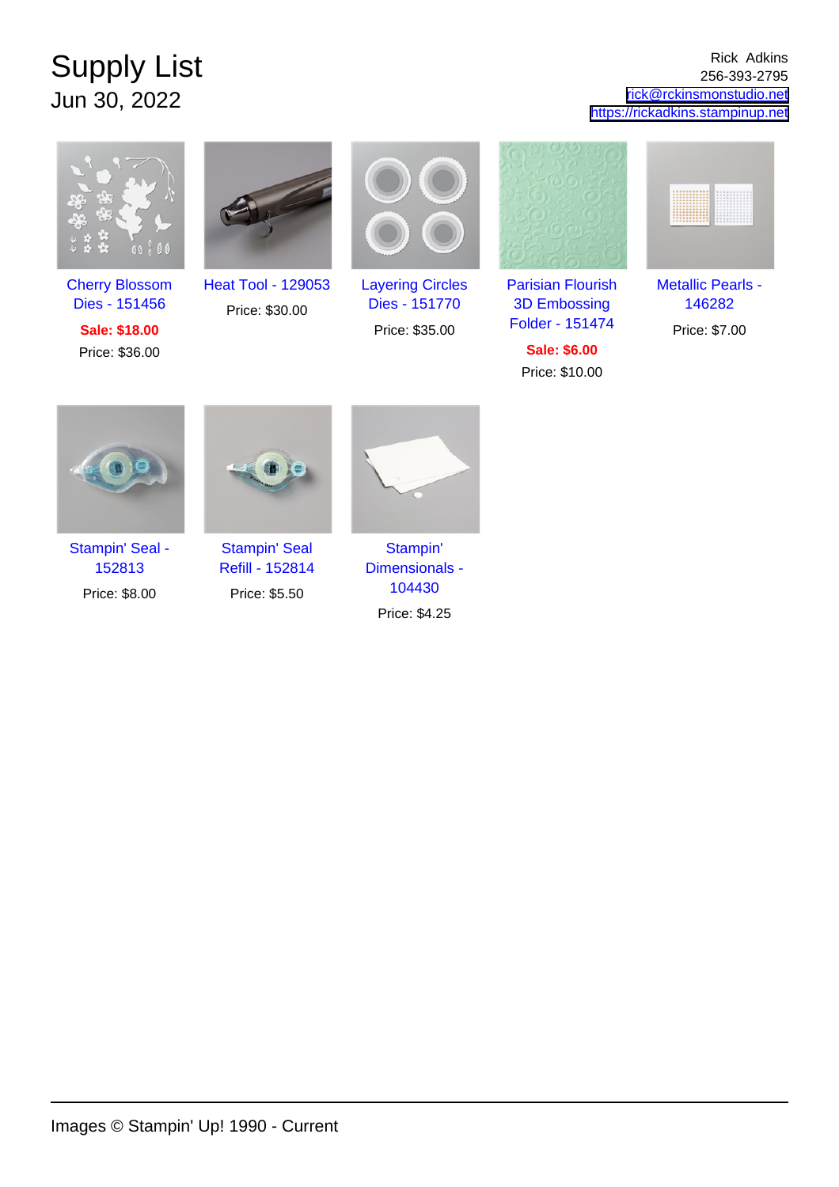# Supply List

Jun 30, 2022

Rick Adkins
256-393-2795
rick@rckinsmonstudio.net
https://rickadkins.stampinup.net

Cherry Blossom Dies - 151456
**Sale: $18.00**
Price: $36.00

Heat Tool - 129053
Price: $30.00

Layering Circles Dies - 151770
Price: $35.00

Parisian Flourish 3D Embossing Folder - 151474
**Sale: $6.00**
Price: $10.00

Metallic Pearls - 146282
Price: $7.00

Stampin' Seal - 152813
Price: $8.00

Stampin' Seal Refill - 152814
Price: $5.50

Stampin' Dimensionals - 104430
Price: $4.25

Images © Stampin' Up! 1990 - Current